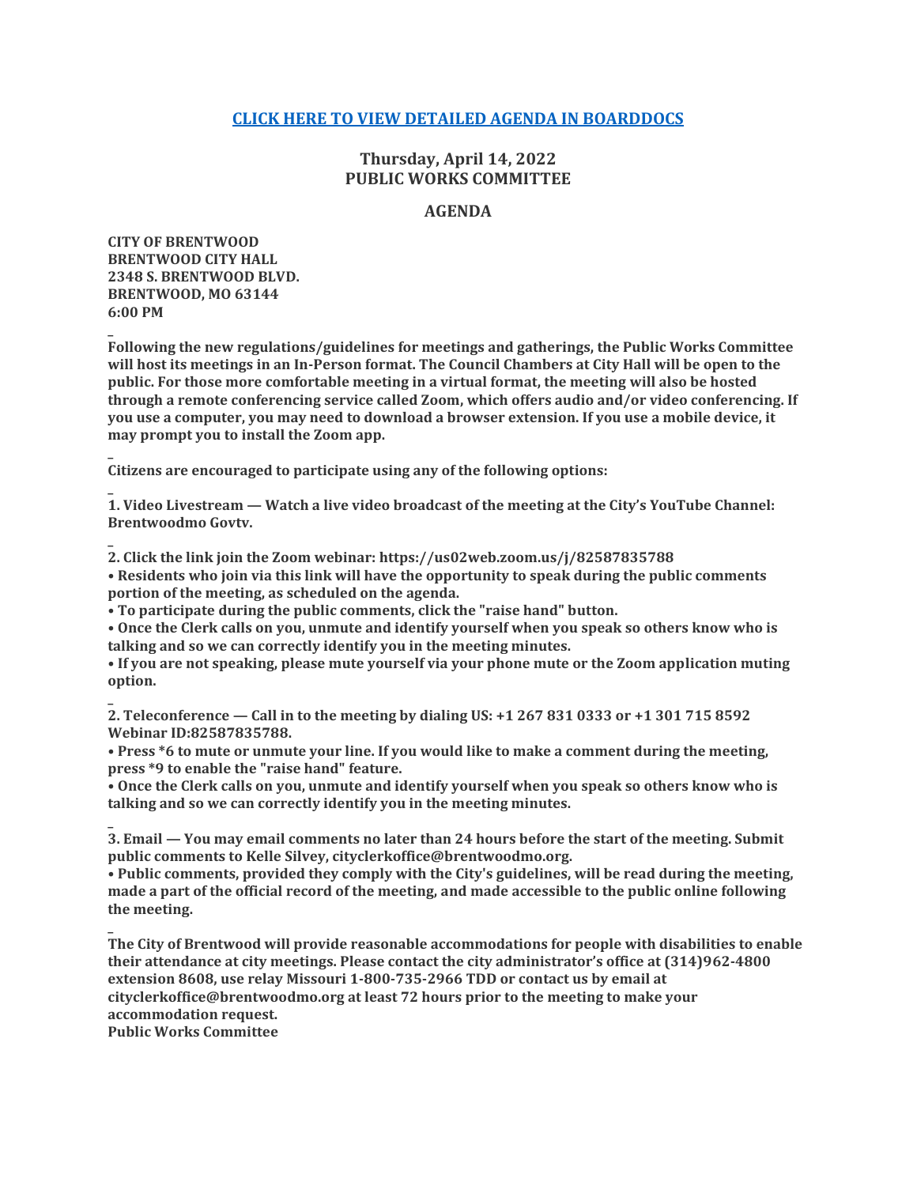**[CLICK HERE TO VIEW DETAILED AGENDA IN BOARDDOCS]**

## Thursday, April 14, 2022
## PUBLIC WORKS COMMITTEE

## AGENDA

**CITY OF BRENTWOOD**
**BRENTWOOD CITY HALL**
**2348 S. BRENTWOOD BLVD.**
**BRENTWOOD, MO 63144**
**6:00 PM**

**Following the new regulations/guidelines for meetings and gatherings, the Public Works Committee will host its meetings in an In-Person format. The Council Chambers at City Hall will be open to the public. For those more comfortable meeting in a virtual format, the meeting will also be hosted through a remote conferencing service called Zoom, which offers audio and/or video conferencing. If you use a computer, you may need to download a browser extension. If you use a mobile device, it may prompt you to install the Zoom app.**

**Citizens are encouraged to participate using any of the following options:**

**1. Video Livestream — Watch a live video broadcast of the meeting at the City's YouTube Channel: Brentwoodmo Govtv.**

**2. Click the link join the Zoom webinar: https://us02web.zoom.us/j/82587835788**

- **Residents who join via this link will have the opportunity to speak during the public comments portion of the meeting, as scheduled on the agenda.**
- **To participate during the public comments, click the "raise hand" button.**
- **Once the Clerk calls on you, unmute and identify yourself when you speak so others know who is talking and so we can correctly identify you in the meeting minutes.**
- **If you are not speaking, please mute yourself via your phone mute or the Zoom application muting option.**

**2. Teleconference — Call in to the meeting by dialing US: +1 267 831 0333 or +1 301 715 8592 Webinar ID:82587835788.**

- **Press *6 to mute or unmute your line. If you would like to make a comment during the meeting, press *9 to enable the "raise hand" feature.**
- **Once the Clerk calls on you, unmute and identify yourself when you speak so others know who is talking and so we can correctly identify you in the meeting minutes.**

**3. Email — You may email comments no later than 24 hours before the start of the meeting. Submit public comments to Kelle Silvey, cityclerkoffice@brentwoodmo.org.**

- **Public comments, provided they comply with the City's guidelines, will be read during the meeting, made a part of the official record of the meeting, and made accessible to the public online following the meeting.**

**The City of Brentwood will provide reasonable accommodations for people with disabilities to enable their attendance at city meetings. Please contact the city administrator's office at (314)962-4800 extension 8608, use relay Missouri 1-800-735-2966 TDD or contact us by email at cityclerkoffice@brentwoodmo.org at least 72 hours prior to the meeting to make your accommodation request.**

**Public Works Committee**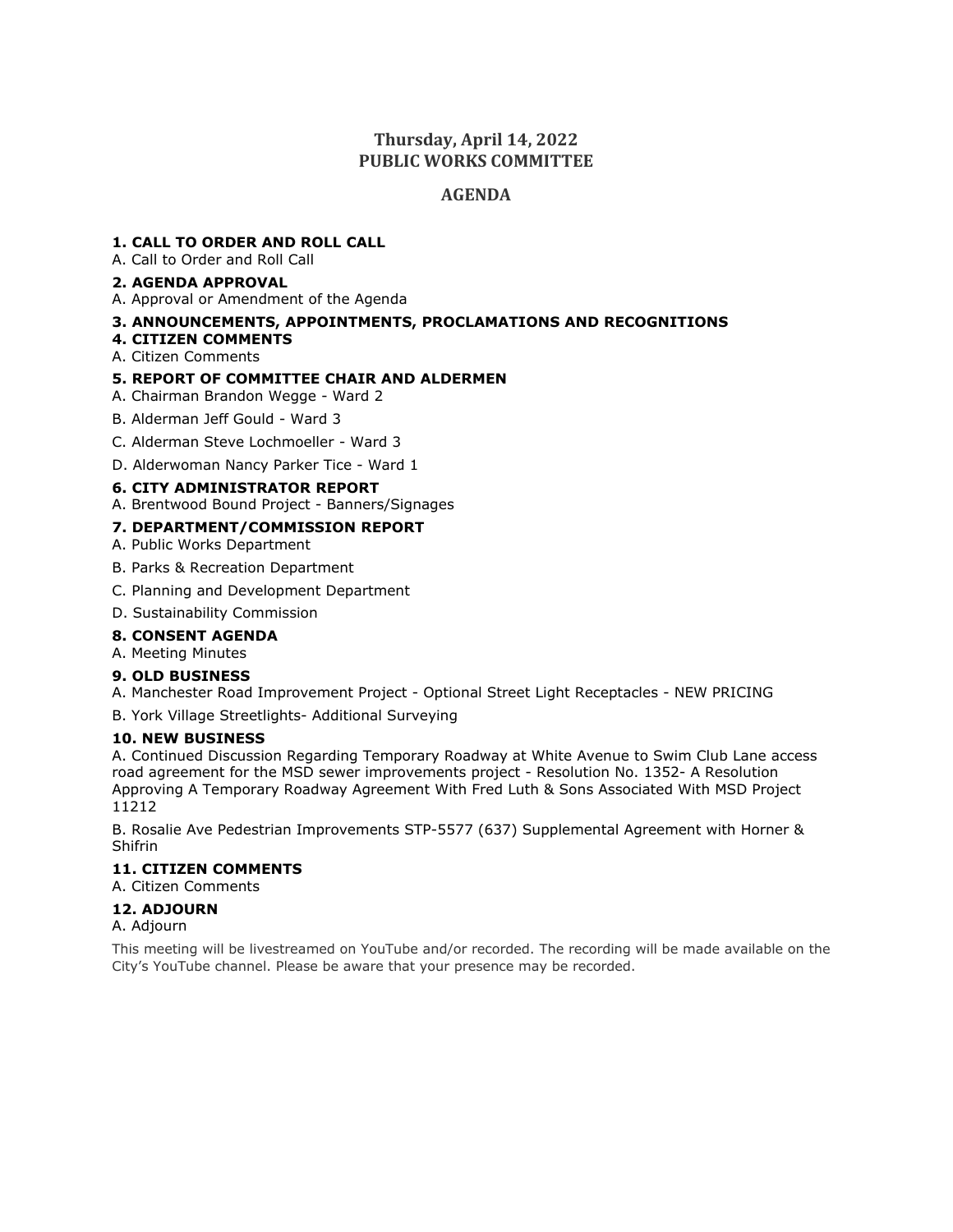# Thursday, April 14, 2022
# PUBLIC WORKS COMMITTEE

## AGENDA

**1. CALL TO ORDER AND ROLL CALL**

A. Call to Order and Roll Call

**2. AGENDA APPROVAL**

A. Approval or Amendment of the Agenda

**3. ANNOUNCEMENTS, APPOINTMENTS, PROCLAMATIONS AND RECOGNITIONS**

**4. CITIZEN COMMENTS**

A. Citizen Comments

**5. REPORT OF COMMITTEE CHAIR AND ALDERMEN**

A. Chairman Brandon Wegge - Ward 2

B. Alderman Jeff Gould - Ward 3

C. Alderman Steve Lochmoeller - Ward 3

D. Alderwoman Nancy Parker Tice - Ward 1

**6. CITY ADMINISTRATOR REPORT**

A. Brentwood Bound Project - Banners/Signages

**7. DEPARTMENT/COMMISSION REPORT**

A. Public Works Department

B. Parks & Recreation Department

C. Planning and Development Department

D. Sustainability Commission

**8. CONSENT AGENDA**

A. Meeting Minutes

**9. OLD BUSINESS**

A. Manchester Road Improvement Project - Optional Street Light Receptacles - NEW PRICING

B. York Village Streetlights- Additional Surveying

**10. NEW BUSINESS**

A. Continued Discussion Regarding Temporary Roadway at White Avenue to Swim Club Lane access road agreement for the MSD sewer improvements project - Resolution No. 1352- A Resolution Approving A Temporary Roadway Agreement With Fred Luth & Sons Associated With MSD Project 11212

B. Rosalie Ave Pedestrian Improvements STP-5577 (637) Supplemental Agreement with Horner & Shifrin

**11. CITIZEN COMMENTS**

A. Citizen Comments

**12. ADJOURN**

A. Adjourn

This meeting will be livestreamed on YouTube and/or recorded. The recording will be made available on the City's YouTube channel. Please be aware that your presence may be recorded.